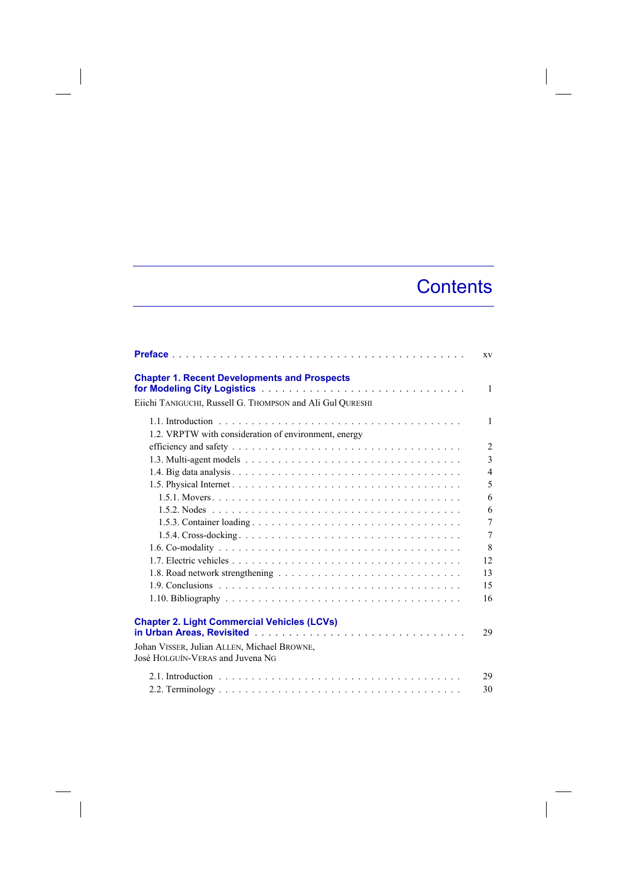# Contents

**Preface** . . . . . . . . . . . . . . . . . . . . . . . . . . . . . . . . . . . . . . . . . . xv

**Chapter 1. Recent Developments and Prospects for Modeling City Logistics** . . . . . . . . . . . . . . . . . . . . . . . . . . . . . 1

Eiichi TANIGUCHI, Russell G. THOMPSON and Ali Gul QURESHI

1.1. Introduction . . . . . . . . . . . . . . . . . . . . . . . . . . . . . . . . . . . . 1
1.2. VRPTW with consideration of environment, energy efficiency and safety . . . . . . . . . . . . . . . . . . . . . . . . . . . . . . . . 2
1.3. Multi-agent models . . . . . . . . . . . . . . . . . . . . . . . . . . . . . . . 3
1.4. Big data analysis . . . . . . . . . . . . . . . . . . . . . . . . . . . . . . . . 4
1.5. Physical Internet . . . . . . . . . . . . . . . . . . . . . . . . . . . . . . . . 5
1.5.1. Movers . . . . . . . . . . . . . . . . . . . . . . . . . . . . . . . . . . . . 6
1.5.2. Nodes . . . . . . . . . . . . . . . . . . . . . . . . . . . . . . . . . . . . . 6
1.5.3. Container loading . . . . . . . . . . . . . . . . . . . . . . . . . . . . . . 7
1.5.4. Cross-docking . . . . . . . . . . . . . . . . . . . . . . . . . . . . . . . . 7
1.6. Co-modality . . . . . . . . . . . . . . . . . . . . . . . . . . . . . . . . . . . 8
1.7. Electric vehicles . . . . . . . . . . . . . . . . . . . . . . . . . . . . . . . . 12
1.8. Road network strengthening . . . . . . . . . . . . . . . . . . . . . . . . . . 13
1.9. Conclusions . . . . . . . . . . . . . . . . . . . . . . . . . . . . . . . . . . . 15
1.10. Bibliography . . . . . . . . . . . . . . . . . . . . . . . . . . . . . . . . . . 16

**Chapter 2. Light Commercial Vehicles (LCVs) in Urban Areas, Revisited** . . . . . . . . . . . . . . . . . . . . . . . . . . . . . . . 29

Johan VISSER, Julian ALLEN, Michael BROWNE, José HOLGUÍN-VERAS and Juvena NG

2.1. Introduction . . . . . . . . . . . . . . . . . . . . . . . . . . . . . . . . . . . 29
2.2. Terminology . . . . . . . . . . . . . . . . . . . . . . . . . . . . . . . . . . . 30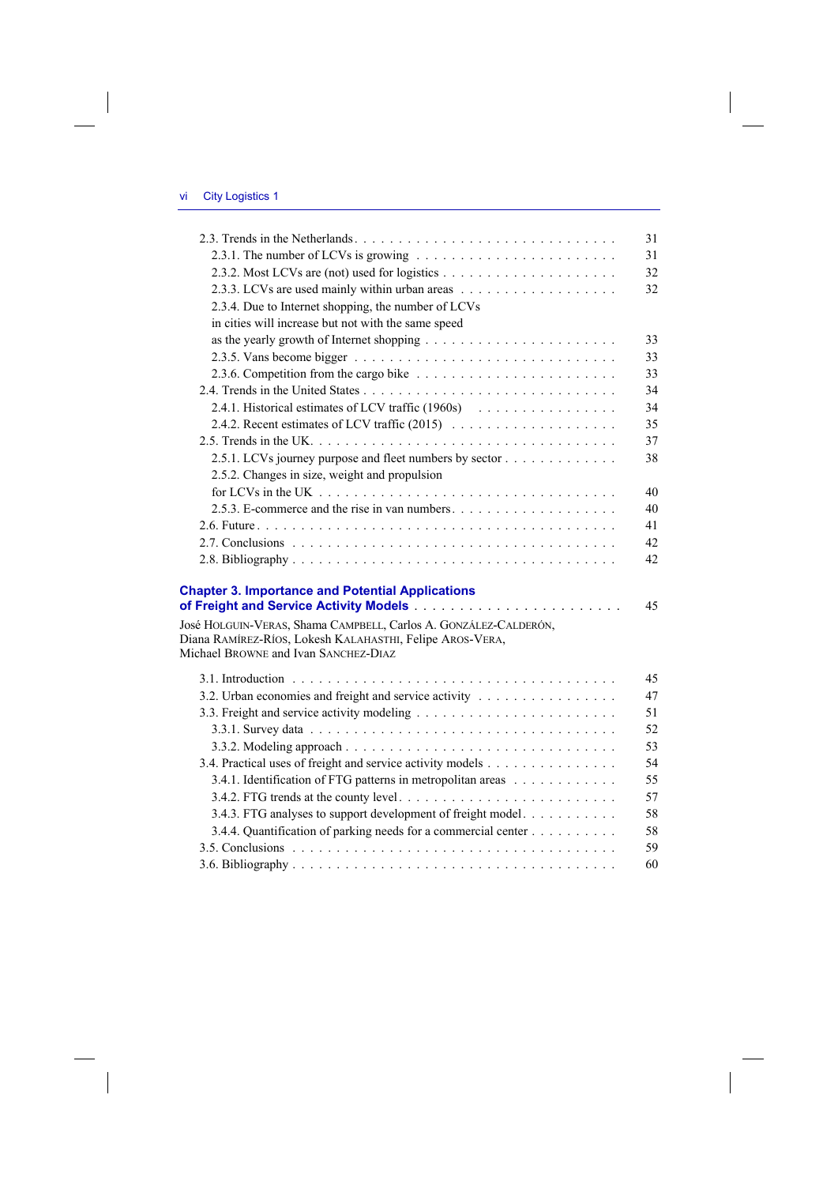2.3. Trends in the Netherlands . . . . . . . . . . . . . . . . . . . . . . . . . . . . . 31
2.3.1. The number of LCVs is growing . . . . . . . . . . . . . . . . . . . . . . . 31
2.3.2. Most LCVs are (not) used for logistics . . . . . . . . . . . . . . . . . . . . 32
2.3.3. LCVs are used mainly within urban areas . . . . . . . . . . . . . . . . . . 32
2.3.4. Due to Internet shopping, the number of LCVs in cities will increase but not with the same speed as the yearly growth of Internet shopping . . . . . . . . . . . . . . . . . . . . . 33
2.3.5. Vans become bigger . . . . . . . . . . . . . . . . . . . . . . . . . . . . 33
2.3.6. Competition from the cargo bike . . . . . . . . . . . . . . . . . . . . . . . 33
2.4. Trends in the United States . . . . . . . . . . . . . . . . . . . . . . . . . . . 34
2.4.1. Historical estimates of LCV traffic (1960s) . . . . . . . . . . . . . . . . 34
2.4.2. Recent estimates of LCV traffic (2015) . . . . . . . . . . . . . . . . . . . 35
2.5. Trends in the UK . . . . . . . . . . . . . . . . . . . . . . . . . . . . . . . . . 37
2.5.1. LCVs journey purpose and fleet numbers by sector . . . . . . . . . . . . . 38
2.5.2. Changes in size, weight and propulsion for LCVs in the UK . . . . . . . . . . . . . . . . . . . . . . . . . . . . . . 40
2.5.3. E-commerce and the rise in van numbers . . . . . . . . . . . . . . . . . . . 40
2.6. Future . . . . . . . . . . . . . . . . . . . . . . . . . . . . . . . . . . . . . . . 41
2.7. Conclusions . . . . . . . . . . . . . . . . . . . . . . . . . . . . . . . . . . . 42
2.8. Bibliography . . . . . . . . . . . . . . . . . . . . . . . . . . . . . . . . . . . 42

## Chapter 3. Importance and Potential Applications of Freight and Service Activity Models . . . . . . . . . . . . . . . . . . . . . . . 45

José HOLGUIN-VERAS, Shama CAMPBELL, Carlos A. GONZÁLEZ-CALDERÓN, Diana RAMÍREZ-RÍOS, Lokesh KALAHASTHI, Felipe AROS-VERA, Michael BROWNE and Ivan SANCHEZ-DIAZ

3.1. Introduction . . . . . . . . . . . . . . . . . . . . . . . . . . . . . . . . . . . 45
3.2. Urban economies and freight and service activity . . . . . . . . . . . . . . . 47
3.3. Freight and service activity modeling . . . . . . . . . . . . . . . . . . . . . . 51
3.3.1. Survey data . . . . . . . . . . . . . . . . . . . . . . . . . . . . . . . . . 52
3.3.2. Modeling approach . . . . . . . . . . . . . . . . . . . . . . . . . . . . . 53
3.4. Practical uses of freight and service activity models . . . . . . . . . . . . . . 54
3.4.1. Identification of FTG patterns in metropolitan areas . . . . . . . . . . . . 55
3.4.2. FTG trends at the county level . . . . . . . . . . . . . . . . . . . . . . . . 57
3.4.3. FTG analyses to support development of freight model . . . . . . . . . . 58
3.4.4. Quantification of parking needs for a commercial center . . . . . . . . . 58
3.5. Conclusions . . . . . . . . . . . . . . . . . . . . . . . . . . . . . . . . . . . 59
3.6. Bibliography . . . . . . . . . . . . . . . . . . . . . . . . . . . . . . . . . . . 60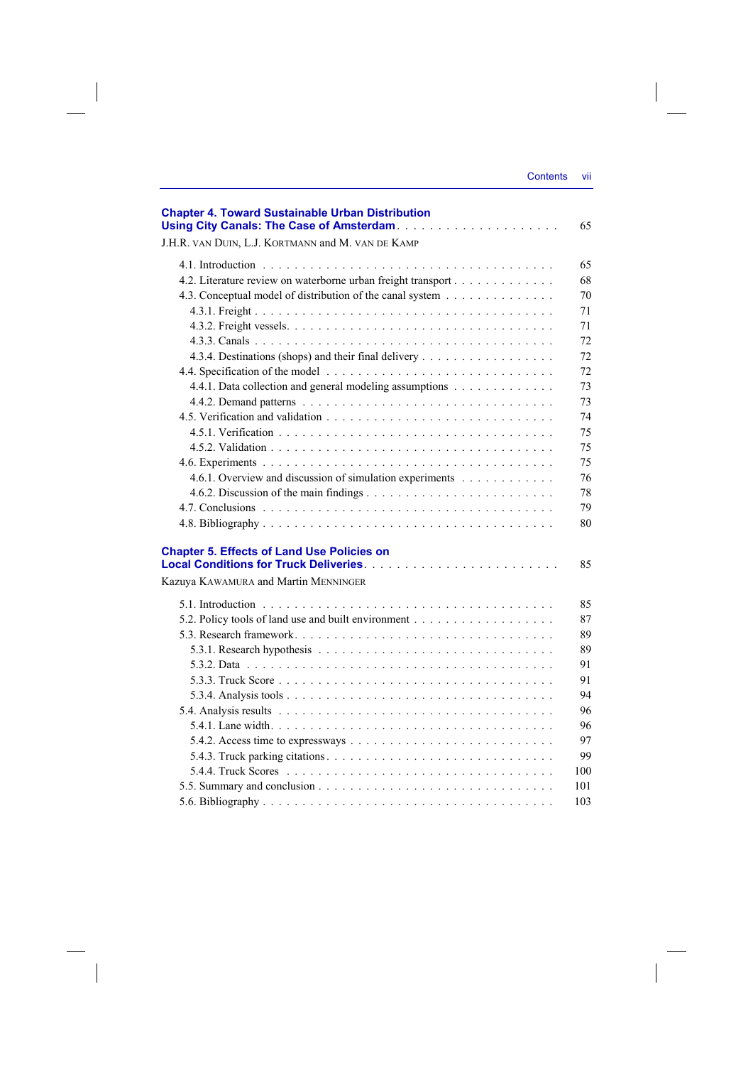**Chapter 4. Toward Sustainable Urban Distribution Using City Canals: The Case of Amsterdam** . . . . . . . . . . . . . . . . . . . . 65

J.H.R. VAN DUIN, L.J. KORTMANN and M. VAN DE KAMP

- 4.1. Introduction . . . . . . . . . . . . . . . . . . . . . . . . . . . . . . . . . . . . 65
- 4.2. Literature review on waterborne urban freight transport . . . . . . . . . . . . 68
- 4.3. Conceptual model of distribution of the canal system . . . . . . . . . . . . . 70
  - 4.3.1. Freight . . . . . . . . . . . . . . . . . . . . . . . . . . . . . . . . . . . 71
  - 4.3.2. Freight vessels. . . . . . . . . . . . . . . . . . . . . . . . . . . . . . . 71
  - 4.3.3. Canals . . . . . . . . . . . . . . . . . . . . . . . . . . . . . . . . . . . 72
  - 4.3.4. Destinations (shops) and their final delivery . . . . . . . . . . . . . . . 72
- 4.4. Specification of the model . . . . . . . . . . . . . . . . . . . . . . . . . . . 72
  - 4.4.1. Data collection and general modeling assumptions . . . . . . . . . . . 73
  - 4.4.2. Demand patterns . . . . . . . . . . . . . . . . . . . . . . . . . . . . . 73
- 4.5. Verification and validation . . . . . . . . . . . . . . . . . . . . . . . . . . . 74
  - 4.5.1. Verification . . . . . . . . . . . . . . . . . . . . . . . . . . . . . . . . 75
  - 4.5.2. Validation . . . . . . . . . . . . . . . . . . . . . . . . . . . . . . . . . 75
- 4.6. Experiments . . . . . . . . . . . . . . . . . . . . . . . . . . . . . . . . . . . 75
  - 4.6.1. Overview and discussion of simulation experiments . . . . . . . . . . . 76
  - 4.6.2. Discussion of the main findings . . . . . . . . . . . . . . . . . . . . . . 78
- 4.7. Conclusions . . . . . . . . . . . . . . . . . . . . . . . . . . . . . . . . . . . 79
- 4.8. Bibliography . . . . . . . . . . . . . . . . . . . . . . . . . . . . . . . . . . . 80

**Chapter 5. Effects of Land Use Policies on Local Conditions for Truck Deliveries** . . . . . . . . . . . . . . . . . . . . . . . . 85

Kazuya KAWAMURA and Martin MENNINGER

- 5.1. Introduction . . . . . . . . . . . . . . . . . . . . . . . . . . . . . . . . . . . . 85
- 5.2. Policy tools of land use and built environment . . . . . . . . . . . . . . . . . 87
- 5.3. Research framework. . . . . . . . . . . . . . . . . . . . . . . . . . . . . . . . 89
  - 5.3.1. Research hypothesis . . . . . . . . . . . . . . . . . . . . . . . . . . . . 89
  - 5.3.2. Data . . . . . . . . . . . . . . . . . . . . . . . . . . . . . . . . . . . . 91
  - 5.3.3. Truck Score . . . . . . . . . . . . . . . . . . . . . . . . . . . . . . . . . 91
  - 5.3.4. Analysis tools . . . . . . . . . . . . . . . . . . . . . . . . . . . . . . . . 94
- 5.4. Analysis results . . . . . . . . . . . . . . . . . . . . . . . . . . . . . . . . . 96
  - 5.4.1. Lane width. . . . . . . . . . . . . . . . . . . . . . . . . . . . . . . . . . 96
  - 5.4.2. Access time to expressways . . . . . . . . . . . . . . . . . . . . . . . . 97
  - 5.4.3. Truck parking citations . . . . . . . . . . . . . . . . . . . . . . . . . . . 99
  - 5.4.4. Truck Scores . . . . . . . . . . . . . . . . . . . . . . . . . . . . . . . . 100
- 5.5. Summary and conclusion . . . . . . . . . . . . . . . . . . . . . . . . . . . . 101
- 5.6. Bibliography . . . . . . . . . . . . . . . . . . . . . . . . . . . . . . . . . . . 103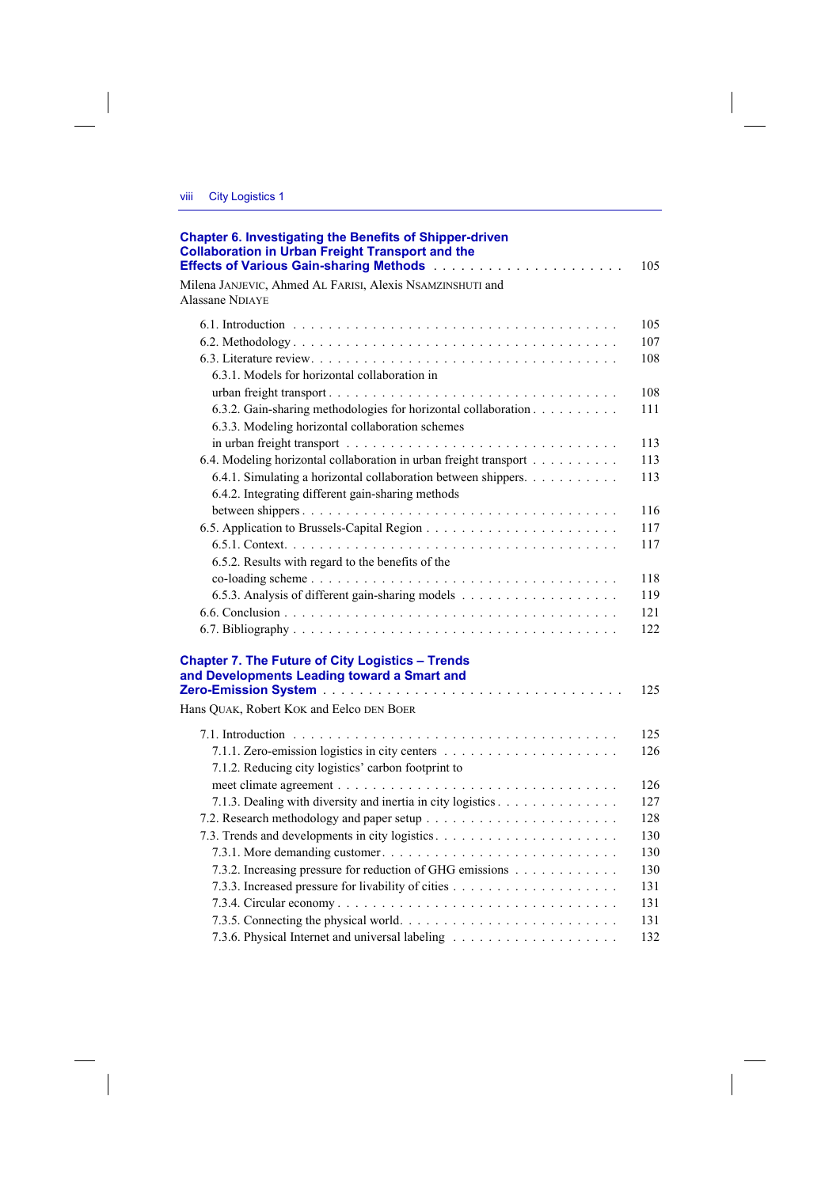**Chapter 6. Investigating the Benefits of Shipper-driven Collaboration in Urban Freight Transport and the Effects of Various Gain-sharing Methods** . . . . . . . . . . . . . . . . . . . . . 105

Milena JANJEVIC, Ahmed AL FARISI, Alexis NSAMZINSHUTI and Alassane NDIAYE

6.1. Introduction . . . . . . . . . . . . . . . . . . . . . . . . . . . . . . . . . . 105

6.2. Methodology . . . . . . . . . . . . . . . . . . . . . . . . . . . . . . . . . 107

6.3. Literature review . . . . . . . . . . . . . . . . . . . . . . . . . . . . . . . 108

6.3.1. Models for horizontal collaboration in urban freight transport . . . . . . . . . . . . . . . . . . . . . . . . . . . . . 108

6.3.2. Gain-sharing methodologies for horizontal collaboration . . . . . . . . . 111

6.3.3. Modeling horizontal collaboration schemes in urban freight transport . . . . . . . . . . . . . . . . . . . . . . . . . . . 113

6.4. Modeling horizontal collaboration in urban freight transport . . . . . . . . . 113

6.4.1. Simulating a horizontal collaboration between shippers. . . . . . . . . . 113

6.4.2. Integrating different gain-sharing methods between shippers . . . . . . . . . . . . . . . . . . . . . . . . . . . . . . . 116

6.5. Application to Brussels-Capital Region . . . . . . . . . . . . . . . . . . . . 117

6.5.1. Context. . . . . . . . . . . . . . . . . . . . . . . . . . . . . . . . . . 117

6.5.2. Results with regard to the benefits of the co-loading scheme . . . . . . . . . . . . . . . . . . . . . . . . . . . . . . 118

6.5.3. Analysis of different gain-sharing models . . . . . . . . . . . . . . . . . 119

6.6. Conclusion . . . . . . . . . . . . . . . . . . . . . . . . . . . . . . . . . . 121

6.7. Bibliography . . . . . . . . . . . . . . . . . . . . . . . . . . . . . . . . . 122

**Chapter 7. The Future of City Logistics – Trends and Developments Leading toward a Smart and Zero-Emission System** . . . . . . . . . . . . . . . . . . . . . . . . . . . . . . 125

Hans QUAK, Robert KOK and Eelco DEN BOER

7.1. Introduction . . . . . . . . . . . . . . . . . . . . . . . . . . . . . . . . . . 125

7.1.1. Zero-emission logistics in city centers . . . . . . . . . . . . . . . . . . . 126

7.1.2. Reducing city logistics' carbon footprint to meet climate agreement . . . . . . . . . . . . . . . . . . . . . . . . . . . . . 126

7.1.3. Dealing with diversity and inertia in city logistics . . . . . . . . . . . . . 127

7.2. Research methodology and paper setup . . . . . . . . . . . . . . . . . . . . 128

7.3. Trends and developments in city logistics. . . . . . . . . . . . . . . . . . . 130

7.3.1. More demanding customer. . . . . . . . . . . . . . . . . . . . . . . . . 130

7.3.2. Increasing pressure for reduction of GHG emissions . . . . . . . . . . . 130

7.3.3. Increased pressure for livability of cities . . . . . . . . . . . . . . . . . 131

7.3.4. Circular economy . . . . . . . . . . . . . . . . . . . . . . . . . . . . . 131

7.3.5. Connecting the physical world. . . . . . . . . . . . . . . . . . . . . . . 131

7.3.6. Physical Internet and universal labeling . . . . . . . . . . . . . . . . . . 132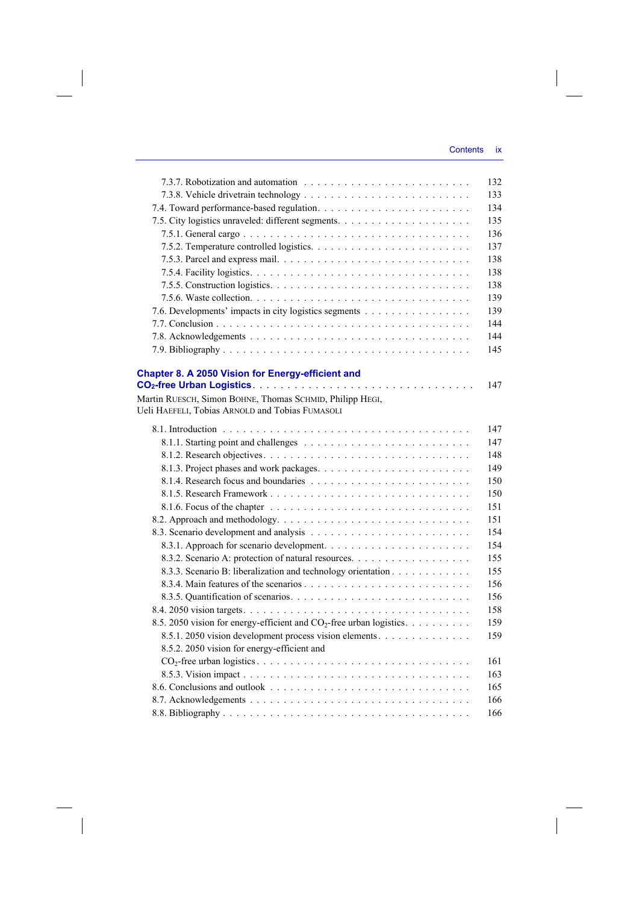7.3.7. Robotization and automation . . . . . . . . . . . . . . . . . . . . . . . . 132
7.3.8. Vehicle drivetrain technology . . . . . . . . . . . . . . . . . . . . . . . . 133
7.4. Toward performance-based regulation. . . . . . . . . . . . . . . . . . . . . . 134
7.5. City logistics unraveled: different segments. . . . . . . . . . . . . . . . . . . 135
7.5.1. General cargo . . . . . . . . . . . . . . . . . . . . . . . . . . . . . . . 136
7.5.2. Temperature controlled logistics. . . . . . . . . . . . . . . . . . . . . . 137
7.5.3. Parcel and express mail. . . . . . . . . . . . . . . . . . . . . . . . . . 138
7.5.4. Facility logistics. . . . . . . . . . . . . . . . . . . . . . . . . . . . . . 138
7.5.5. Construction logistics. . . . . . . . . . . . . . . . . . . . . . . . . . . 138
7.5.6. Waste collection. . . . . . . . . . . . . . . . . . . . . . . . . . . . . . 139
7.6. Developments' impacts in city logistics segments . . . . . . . . . . . . . . . 139
7.7. Conclusion . . . . . . . . . . . . . . . . . . . . . . . . . . . . . . . . . . . 144
7.8. Acknowledgements . . . . . . . . . . . . . . . . . . . . . . . . . . . . . . . 144
7.9. Bibliography . . . . . . . . . . . . . . . . . . . . . . . . . . . . . . . . . . 145

**Chapter 8. A 2050 Vision for Energy-efficient and $CO_2$-free Urban Logistics** . . . . . . . . . . . . . . . . . . . . . . . . . . . . . 147

Martin RUESCH, Simon BOHNE, Thomas SCHMID, Philipp HEGI,
Ueli HAEFELI, Tobias ARNOLD and Tobias FUMASOLI

8.1. Introduction . . . . . . . . . . . . . . . . . . . . . . . . . . . . . . . . . . 147
8.1.1. Starting point and challenges . . . . . . . . . . . . . . . . . . . . . . . 147
8.1.2. Research objectives. . . . . . . . . . . . . . . . . . . . . . . . . . . . . 148
8.1.3. Project phases and work packages. . . . . . . . . . . . . . . . . . . . . 149
8.1.4. Research focus and boundaries . . . . . . . . . . . . . . . . . . . . . . 150
8.1.5. Research Framework . . . . . . . . . . . . . . . . . . . . . . . . . . . . 150
8.1.6. Focus of the chapter . . . . . . . . . . . . . . . . . . . . . . . . . . . . 151
8.2. Approach and methodology. . . . . . . . . . . . . . . . . . . . . . . . . . . 151
8.3. Scenario development and analysis . . . . . . . . . . . . . . . . . . . . . . 154
8.3.1. Approach for scenario development. . . . . . . . . . . . . . . . . . . . . 154
8.3.2. Scenario A: protection of natural resources. . . . . . . . . . . . . . . . . 155
8.3.3. Scenario B: liberalization and technology orientation . . . . . . . . . . . 155
8.3.4. Main features of the scenarios . . . . . . . . . . . . . . . . . . . . . . . 156
8.3.5. Quantification of scenarios. . . . . . . . . . . . . . . . . . . . . . . . . 156
8.4. 2050 vision targets. . . . . . . . . . . . . . . . . . . . . . . . . . . . . . . . 158
8.5. 2050 vision for energy-efficient and $CO_2$-free urban logistics. . . . . . . . . 159
8.5.1. 2050 vision development process vision elements . . . . . . . . . . . . . 159
8.5.2. 2050 vision for energy-efficient and $CO_2$-free urban logistics . . . . . . . . . . . . . . . . . . . . . . . . . . . . . 161
8.5.3. Vision impact . . . . . . . . . . . . . . . . . . . . . . . . . . . . . . . . 163
8.6. Conclusions and outlook . . . . . . . . . . . . . . . . . . . . . . . . . . . . 165
8.7. Acknowledgements . . . . . . . . . . . . . . . . . . . . . . . . . . . . . . . 166
8.8. Bibliography . . . . . . . . . . . . . . . . . . . . . . . . . . . . . . . . . . 166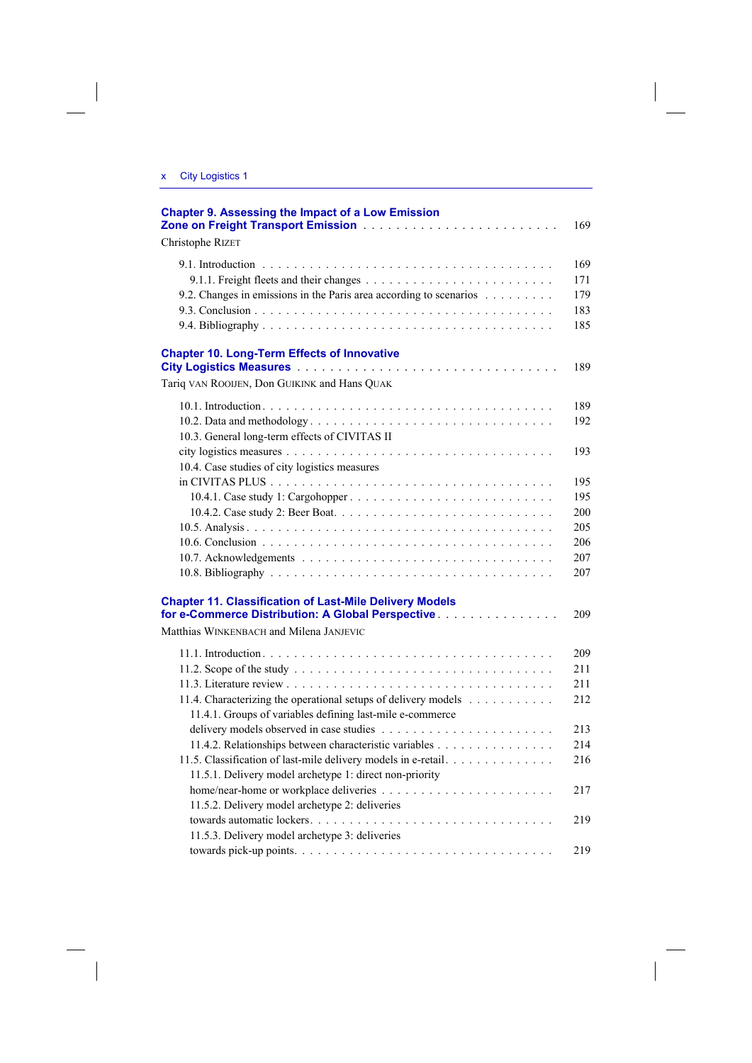**Chapter 9. Assessing the Impact of a Low Emission Zone on Freight Transport Emission** . . . . . . . . . . . . . . . . . . . . . . . . 169

Christophe RIZET

9.1. Introduction . . . . . . . . . . . . . . . . . . . . . . . . . . . . . . . . . . . . 169
 9.1.1. Freight fleets and their changes . . . . . . . . . . . . . . . . . . . . . . . . 171
9.2. Changes in emissions in the Paris area according to scenarios . . . . . . . . . 179
9.3. Conclusion . . . . . . . . . . . . . . . . . . . . . . . . . . . . . . . . . . . . 183
9.4. Bibliography . . . . . . . . . . . . . . . . . . . . . . . . . . . . . . . . . . . 185

**Chapter 10. Long-Term Effects of Innovative City Logistics Measures** . . . . . . . . . . . . . . . . . . . . . . . . . . . . . . 189

Tariq VAN ROOIJEN, Don GUIKINK and Hans QUAK

10.1. Introduction . . . . . . . . . . . . . . . . . . . . . . . . . . . . . . . . . . . 189
10.2. Data and methodology . . . . . . . . . . . . . . . . . . . . . . . . . . . . . . 192
10.3. General long-term effects of CIVITAS II city logistics measures . . . . . . . . . . . . . . . . . . . . . . . . . . . . . . . . 193
10.4. Case studies of city logistics measures in CIVITAS PLUS . . . . . . . . . . . . . . . . . . . . . . . . . . . . . . . . . . 195
 10.4.1. Case study 1: Cargohopper . . . . . . . . . . . . . . . . . . . . . . . . . . 195
 10.4.2. Case study 2: Beer Boat. . . . . . . . . . . . . . . . . . . . . . . . . . . . 200
10.5. Analysis . . . . . . . . . . . . . . . . . . . . . . . . . . . . . . . . . . . . . 205
10.6. Conclusion . . . . . . . . . . . . . . . . . . . . . . . . . . . . . . . . . . . 206
10.7. Acknowledgements . . . . . . . . . . . . . . . . . . . . . . . . . . . . . . . . 207
10.8. Bibliography . . . . . . . . . . . . . . . . . . . . . . . . . . . . . . . . . . . 207

**Chapter 11. Classification of Last-Mile Delivery Models for e-Commerce Distribution: A Global Perspective** . . . . . . . . . . . . . . . 209

Matthias WINKENBACH and Milena JANJEVIC

11.1. Introduction . . . . . . . . . . . . . . . . . . . . . . . . . . . . . . . . . . . 209
11.2. Scope of the study . . . . . . . . . . . . . . . . . . . . . . . . . . . . . . . . 211
11.3. Literature review . . . . . . . . . . . . . . . . . . . . . . . . . . . . . . . . . 211
11.4. Characterizing the operational setups of delivery models . . . . . . . . . . . 212
 11.4.1. Groups of variables defining last-mile e-commerce delivery models observed in case studies . . . . . . . . . . . . . . . . . . . . . 213
 11.4.2. Relationships between characteristic variables . . . . . . . . . . . . . . . 214
11.5. Classification of last-mile delivery models in e-retail. . . . . . . . . . . . . . 216
 11.5.1. Delivery model archetype 1: direct non-priority home/near-home or workplace deliveries . . . . . . . . . . . . . . . . . . . . . . 217
 11.5.2. Delivery model archetype 2: deliveries towards automatic lockers. . . . . . . . . . . . . . . . . . . . . . . . . . . . . . 219
 11.5.3. Delivery model archetype 3: deliveries towards pick-up points. . . . . . . . . . . . . . . . . . . . . . . . . . . . . . . 219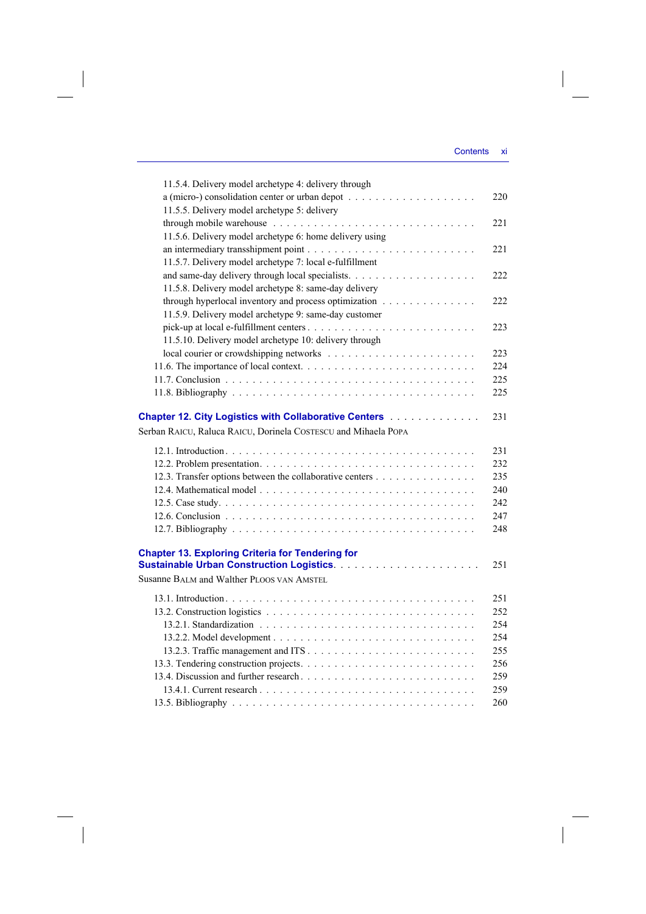11.5.4. Delivery model archetype 4: delivery through a (micro-) consolidation center or urban depot . . . . . . . . . . . . . . . . . . . 220
11.5.5. Delivery model archetype 5: delivery through mobile warehouse . . . . . . . . . . . . . . . . . . . . . . . . . . . . . 221
11.5.6. Delivery model archetype 6: home delivery using an intermediary transshipment point . . . . . . . . . . . . . . . . . . . . . . . . . 221
11.5.7. Delivery model archetype 7: local e-fulfillment and same-day delivery through local specialists. . . . . . . . . . . . . . . . . . . 222
11.5.8. Delivery model archetype 8: same-day delivery through hyperlocal inventory and process optimization . . . . . . . . . . . . . 222
11.5.9. Delivery model archetype 9: same-day customer pick-up at local e-fulfillment centers . . . . . . . . . . . . . . . . . . . . . . . . . 223
11.5.10. Delivery model archetype 10: delivery through local courier or crowdshipping networks . . . . . . . . . . . . . . . . . . . . . 223

11.6. The importance of local context. . . . . . . . . . . . . . . . . . . . . . . . . 224
11.7. Conclusion . . . . . . . . . . . . . . . . . . . . . . . . . . . . . . . . . . . . 225
11.8. Bibliography . . . . . . . . . . . . . . . . . . . . . . . . . . . . . . . . . . . 225

**Chapter 12. City Logistics with Collaborative Centers** . . . . . . . . . . . . . 231

Serban RAICU, Raluca RAICU, Dorinela COSTESCU and Mihaela POPA

12.1. Introduction . . . . . . . . . . . . . . . . . . . . . . . . . . . . . . . . . . . 231
12.2. Problem presentation. . . . . . . . . . . . . . . . . . . . . . . . . . . . . . . 232
12.3. Transfer options between the collaborative centers . . . . . . . . . . . . . . . 235
12.4. Mathematical model . . . . . . . . . . . . . . . . . . . . . . . . . . . . . . . 240
12.5. Case study. . . . . . . . . . . . . . . . . . . . . . . . . . . . . . . . . . . . 242
12.6. Conclusion . . . . . . . . . . . . . . . . . . . . . . . . . . . . . . . . . . . . 247
12.7. Bibliography . . . . . . . . . . . . . . . . . . . . . . . . . . . . . . . . . . . 248

**Chapter 13. Exploring Criteria for Tendering for Sustainable Urban Construction Logistics**. . . . . . . . . . . . . . . . . . . . . 251

Susanne BALM and Walther PLOOS VAN AMSTEL

13.1. Introduction . . . . . . . . . . . . . . . . . . . . . . . . . . . . . . . . . . . 251
13.2. Construction logistics . . . . . . . . . . . . . . . . . . . . . . . . . . . . . . 252
13.2.1. Standardization . . . . . . . . . . . . . . . . . . . . . . . . . . . . . . . . 254
13.2.2. Model development . . . . . . . . . . . . . . . . . . . . . . . . . . . . . . 254
13.2.3. Traffic management and ITS . . . . . . . . . . . . . . . . . . . . . . . . . 255
13.3. Tendering construction projects. . . . . . . . . . . . . . . . . . . . . . . . . 256
13.4. Discussion and further research . . . . . . . . . . . . . . . . . . . . . . . . . 259
13.4.1. Current research . . . . . . . . . . . . . . . . . . . . . . . . . . . . . . . . 259
13.5. Bibliography . . . . . . . . . . . . . . . . . . . . . . . . . . . . . . . . . . . 260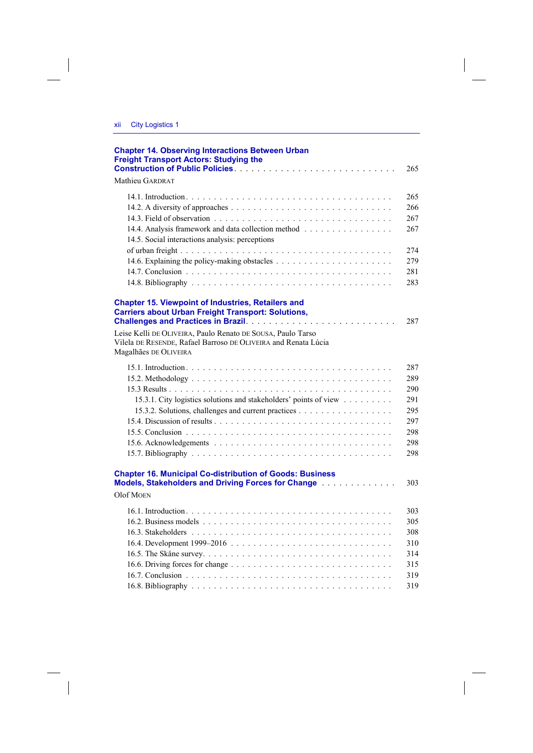**Chapter 14. Observing Interactions Between Urban Freight Transport Actors: Studying the Construction of Public Policies** . . . . . . . . . . 265

Mathieu GARDRAT

14.1. Introduction . . . . . . . . . . 265
14.2. A diversity of approaches . . . . . . . . . . 266
14.3. Field of observation . . . . . . . . . . 267
14.4. Analysis framework and data collection method . . . . . . . . . . 267
14.5. Social interactions analysis: perceptions of urban freight . . . . . . . . . . 274
14.6. Explaining the policy-making obstacles . . . . . . . . . . 279
14.7. Conclusion . . . . . . . . . . 281
14.8. Bibliography . . . . . . . . . . 283

**Chapter 15. Viewpoint of Industries, Retailers and Carriers about Urban Freight Transport: Solutions, Challenges and Practices in Brazil** . . . . . . . . . . 287

Leise Kelli DE OLIVEIRA, Paulo Renato DE SOUSA, Paulo Tarso Vilela DE RESENDE, Rafael Barroso DE OLIVEIRA and Renata Lúcia Magalhães DE OLIVEIRA

15.1. Introduction . . . . . . . . . . 287
15.2. Methodology . . . . . . . . . . 289
15.3 Results . . . . . . . . . . 290
  15.3.1. City logistics solutions and stakeholders' points of view . . . . . . . . . . 291
  15.3.2. Solutions, challenges and current practices . . . . . . . . . . 295
15.4. Discussion of results . . . . . . . . . . 297
15.5. Conclusion . . . . . . . . . . 298
15.6. Acknowledgements . . . . . . . . . . 298
15.7. Bibliography . . . . . . . . . . 298

**Chapter 16. Municipal Co-distribution of Goods: Business Models, Stakeholders and Driving Forces for Change** . . . . . . . . . . 303

Olof MOEN

16.1. Introduction . . . . . . . . . . 303
16.2. Business models . . . . . . . . . . 305
16.3. Stakeholders . . . . . . . . . . 308
16.4. Development 1999–2016 . . . . . . . . . . 310
16.5. The Skåne survey . . . . . . . . . . 314
16.6. Driving forces for change . . . . . . . . . . 315
16.7. Conclusion . . . . . . . . . . 319
16.8. Bibliography . . . . . . . . . . 319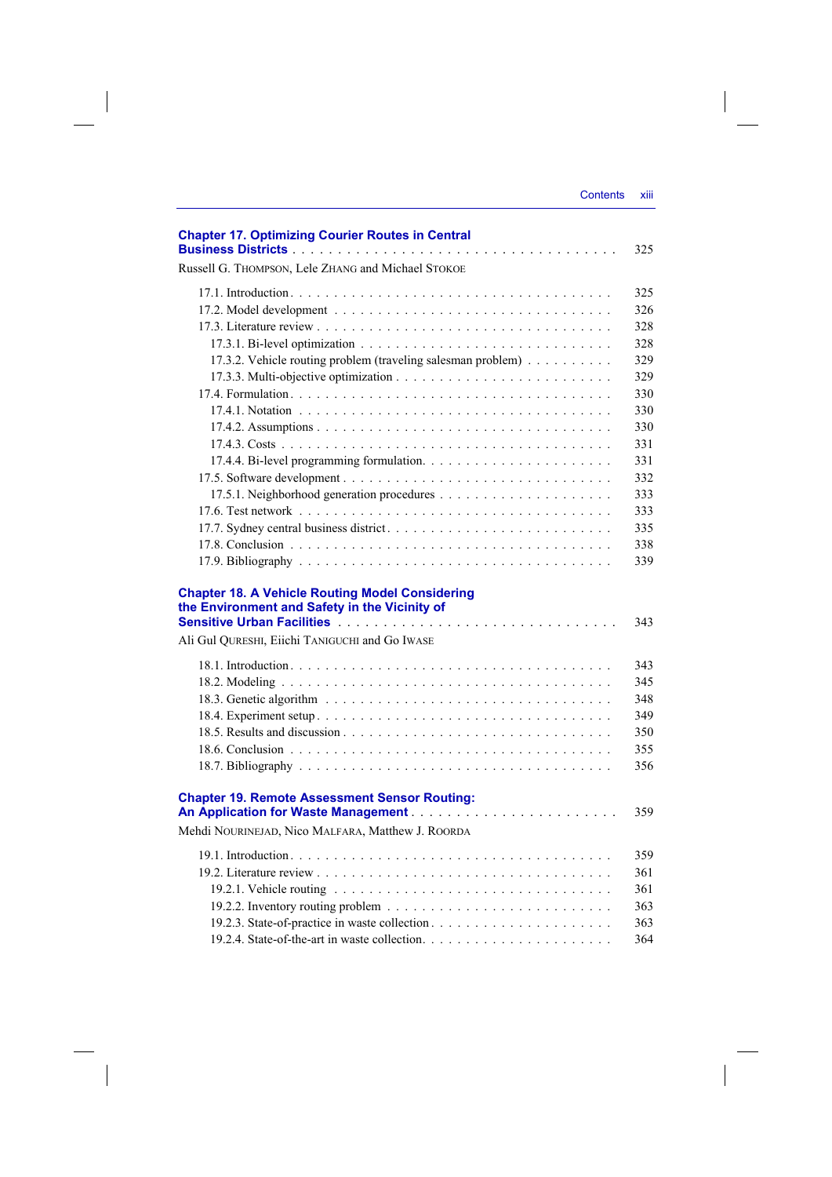**Chapter 17. Optimizing Courier Routes in Central Business Districts** . . . . . . . . . . . . . . . . . . . . . . . . . . . . . . . . . 325

Russell G. THOMPSON, Lele ZHANG and Michael STOKOE

17.1. Introduction . . . . . . . . . . . . . . . . . . . . . . . . . . . . . . . . . 325
17.2. Model development . . . . . . . . . . . . . . . . . . . . . . . . . . . . . 326
17.3. Literature review . . . . . . . . . . . . . . . . . . . . . . . . . . . . . . 328
17.3.1. Bi-level optimization . . . . . . . . . . . . . . . . . . . . . . . . . . 328
17.3.2. Vehicle routing problem (traveling salesman problem) . . . . . . . . . 329
17.3.3. Multi-objective optimization . . . . . . . . . . . . . . . . . . . . . . 329
17.4. Formulation . . . . . . . . . . . . . . . . . . . . . . . . . . . . . . . . . 330
17.4.1. Notation . . . . . . . . . . . . . . . . . . . . . . . . . . . . . . . . 330
17.4.2. Assumptions . . . . . . . . . . . . . . . . . . . . . . . . . . . . . . 330
17.4.3. Costs . . . . . . . . . . . . . . . . . . . . . . . . . . . . . . . . . . 331
17.4.4. Bi-level programming formulation. . . . . . . . . . . . . . . . . . . . 331
17.5. Software development . . . . . . . . . . . . . . . . . . . . . . . . . . . . 332
17.5.1. Neighborhood generation procedures . . . . . . . . . . . . . . . . . . 333
17.6. Test network . . . . . . . . . . . . . . . . . . . . . . . . . . . . . . . . . 333
17.7. Sydney central business district. . . . . . . . . . . . . . . . . . . . . . . 335
17.8. Conclusion . . . . . . . . . . . . . . . . . . . . . . . . . . . . . . . . . . 338
17.9. Bibliography . . . . . . . . . . . . . . . . . . . . . . . . . . . . . . . . . 339

**Chapter 18. A Vehicle Routing Model Considering the Environment and Safety in the Vicinity of Sensitive Urban Facilities** . . . . . . . . . . . . . . . . . . . . . . . . . . . . 343

Ali Gul QURESHI, Eiichi TANIGUCHI and Go IWASE

18.1. Introduction . . . . . . . . . . . . . . . . . . . . . . . . . . . . . . . . . 343
18.2. Modeling . . . . . . . . . . . . . . . . . . . . . . . . . . . . . . . . . . . 345
18.3. Genetic algorithm . . . . . . . . . . . . . . . . . . . . . . . . . . . . . . 348
18.4. Experiment setup . . . . . . . . . . . . . . . . . . . . . . . . . . . . . . . 349
18.5. Results and discussion . . . . . . . . . . . . . . . . . . . . . . . . . . . . 350
18.6. Conclusion . . . . . . . . . . . . . . . . . . . . . . . . . . . . . . . . . . 355
18.7. Bibliography . . . . . . . . . . . . . . . . . . . . . . . . . . . . . . . . . 356

**Chapter 19. Remote Assessment Sensor Routing: An Application for Waste Management** . . . . . . . . . . . . . . . . . . . . . . 359

Mehdi NOURINEJAD, Nico MALFARA, Matthew J. ROORDA

19.1. Introduction . . . . . . . . . . . . . . . . . . . . . . . . . . . . . . . . . 359
19.2. Literature review . . . . . . . . . . . . . . . . . . . . . . . . . . . . . . 361
19.2.1. Vehicle routing . . . . . . . . . . . . . . . . . . . . . . . . . . . . . 361
19.2.2. Inventory routing problem . . . . . . . . . . . . . . . . . . . . . . . . 363
19.2.3. State-of-practice in waste collection . . . . . . . . . . . . . . . . . . 363
19.2.4. State-of-the-art in waste collection. . . . . . . . . . . . . . . . . . . 364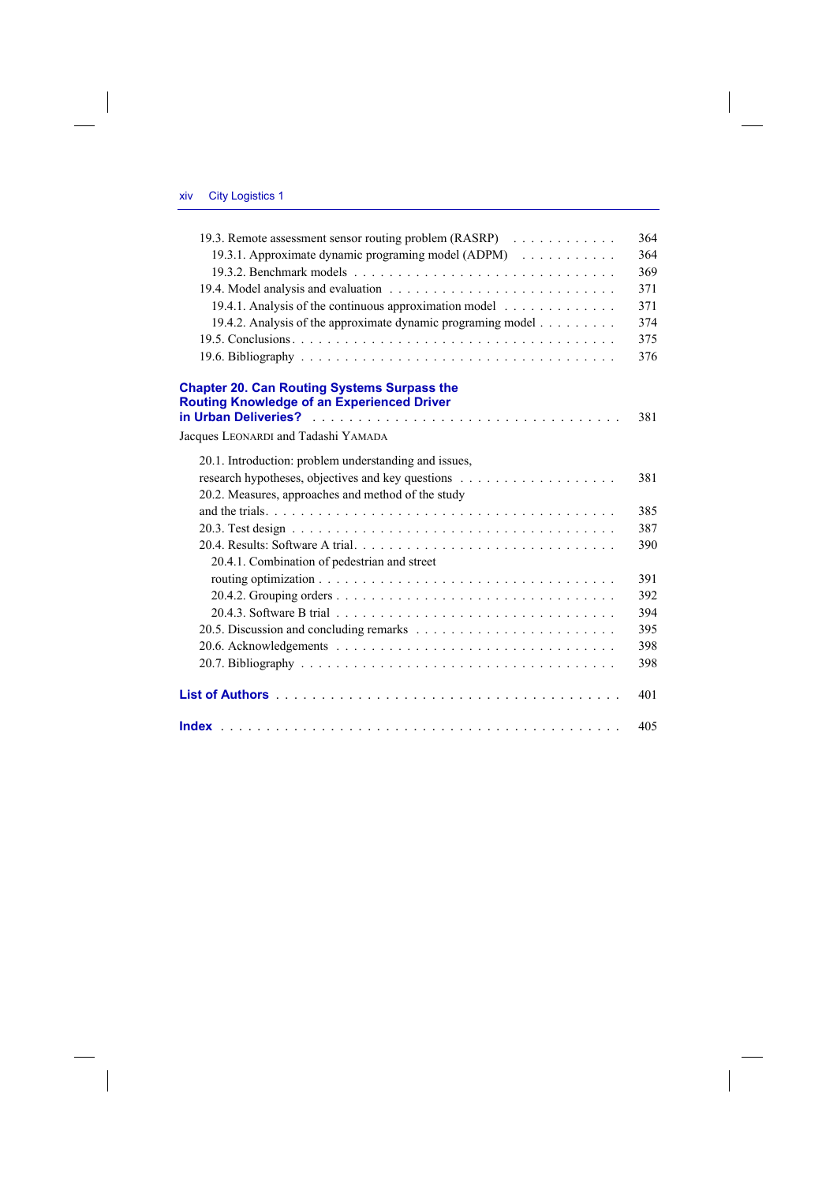19.3. Remote assessment sensor routing problem (RASRP) . . . . . . . . . . . . 364
19.3.1. Approximate dynamic programing model (ADPM) . . . . . . . . . . . 364
19.3.2. Benchmark models . . . . . . . . . . . . . . . . . . . . . . . . . . . . 369
19.4. Model analysis and evaluation . . . . . . . . . . . . . . . . . . . . . . . . 371
19.4.1. Analysis of the continuous approximation model . . . . . . . . . . . . 371
19.4.2. Analysis of the approximate dynamic programing model . . . . . . . . 374
19.5. Conclusions . . . . . . . . . . . . . . . . . . . . . . . . . . . . . . . . . . 375
19.6. Bibliography . . . . . . . . . . . . . . . . . . . . . . . . . . . . . . . . . 376

**Chapter 20. Can Routing Systems Surpass the Routing Knowledge of an Experienced Driver in Urban Deliveries?** . . . . . . . . . . . . . . . . . . . . . . . . . . . . . . . . 381

Jacques LEONARDI and Tadashi YAMADA

20.1. Introduction: problem understanding and issues, research hypotheses, objectives and key questions . . . . . . . . . . . . . . . . . . 381
20.2. Measures, approaches and method of the study and the trials . . . . . . . . . . . . . . . . . . . . . . . . . . . . . . . . . . . . 385
20.3. Test design . . . . . . . . . . . . . . . . . . . . . . . . . . . . . . . . . . . 387
20.4. Results: Software A trial . . . . . . . . . . . . . . . . . . . . . . . . . . . . 390
20.4.1. Combination of pedestrian and street routing optimization . . . . . . . . . . . . . . . . . . . . . . . . . . . . . . . 391
20.4.2. Grouping orders . . . . . . . . . . . . . . . . . . . . . . . . . . . . . . 392
20.4.3. Software B trial . . . . . . . . . . . . . . . . . . . . . . . . . . . . . . 394
20.5. Discussion and concluding remarks . . . . . . . . . . . . . . . . . . . . . . 395
20.6. Acknowledgements . . . . . . . . . . . . . . . . . . . . . . . . . . . . . . . 398
20.7. Bibliography . . . . . . . . . . . . . . . . . . . . . . . . . . . . . . . . . . 398

**List of Authors** . . . . . . . . . . . . . . . . . . . . . . . . . . . . . . . . . . . 401

**Index** . . . . . . . . . . . . . . . . . . . . . . . . . . . . . . . . . . . . . . . . 405